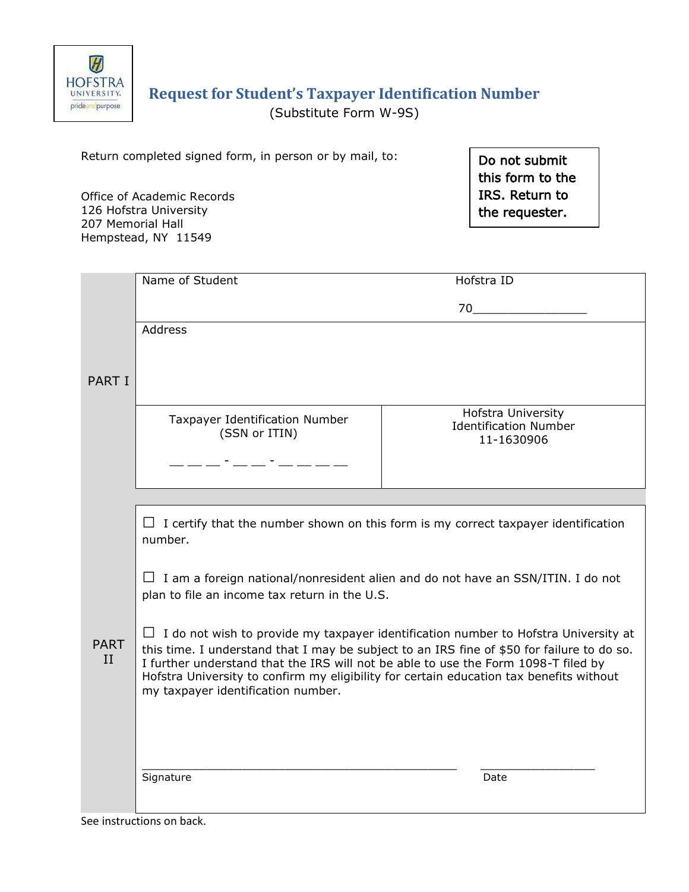HOFSTRA UNIVERSITY pride and purpose

# Request for Student's Taxpayer Identification Number

(Substitute Form W-9S)

Return completed signed form, in person or by mail, to:

Office of Academic Records
126 Hofstra University
207 Memorial Hall
Hempstead, NY 11549

**Do not submit this form to the IRS. Return to the requester.**

## PART I

| Name of Student | Hofstra ID<br>70_______________ |
|---|---|
| Address | |
| Taxpayer Identification Number (SSN or ITIN)<br>__ __ __ - __ __ - __ __ __ __ | Hofstra University Identification Number<br>11-1630906 |

## PART II

☐ I certify that the number shown on this form is my correct taxpayer identification number.

☐ I am a foreign national/nonresident alien and do not have an SSN/ITIN. I do not plan to file an income tax return in the U.S.

☐ I do not wish to provide my taxpayer identification number to Hofstra University at this time. I understand that I may be subject to an IRS fine of $50 for failure to do so. I further understand that the IRS will not be able to use the Form 1098-T filed by Hofstra University to confirm my eligibility for certain education tax benefits without my taxpayer identification number.

_____________________________________________ _________________
Signature Date

See instructions on back.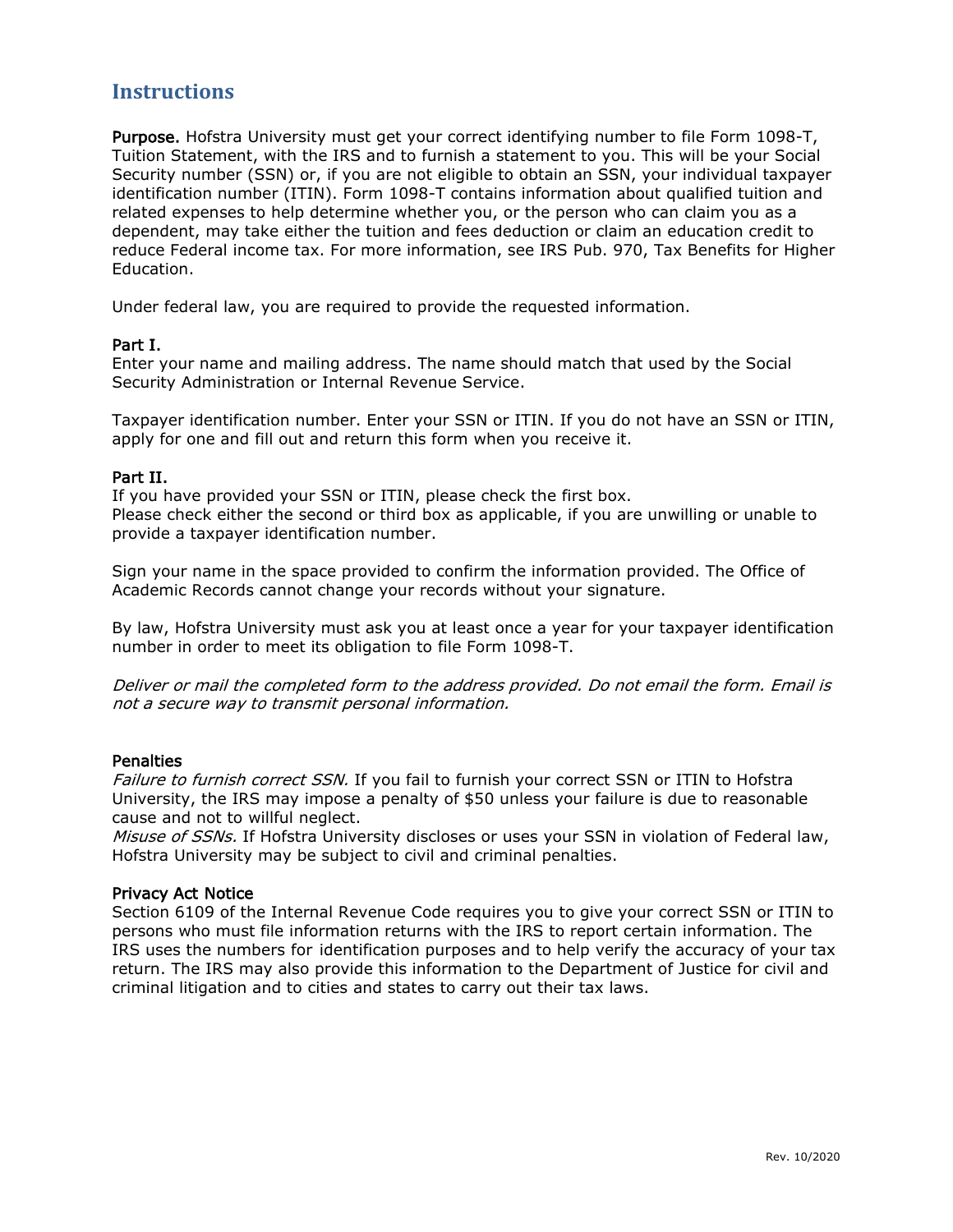## Instructions

**Purpose.** Hofstra University must get your correct identifying number to file Form 1098-T, Tuition Statement, with the IRS and to furnish a statement to you. This will be your Social Security number (SSN) or, if you are not eligible to obtain an SSN, your individual taxpayer identification number (ITIN). Form 1098-T contains information about qualified tuition and related expenses to help determine whether you, or the person who can claim you as a dependent, may take either the tuition and fees deduction or claim an education credit to reduce Federal income tax. For more information, see IRS Pub. 970, Tax Benefits for Higher Education.

Under federal law, you are required to provide the requested information.

**Part I.**
Enter your name and mailing address. The name should match that used by the Social Security Administration or Internal Revenue Service.

Taxpayer identification number. Enter your SSN or ITIN. If you do not have an SSN or ITIN, apply for one and fill out and return this form when you receive it.

**Part II.**
If you have provided your SSN or ITIN, please check the first box.
Please check either the second or third box as applicable, if you are unwilling or unable to provide a taxpayer identification number.

Sign your name in the space provided to confirm the information provided. The Office of Academic Records cannot change your records without your signature.

By law, Hofstra University must ask you at least once a year for your taxpayer identification number in order to meet its obligation to file Form 1098-T.

*Deliver or mail the completed form to the address provided. Do not email the form. Email is not a secure way to transmit personal information.*

**Penalties**
*Failure to furnish correct SSN.* If you fail to furnish your correct SSN or ITIN to Hofstra University, the IRS may impose a penalty of $50 unless your failure is due to reasonable cause and not to willful neglect.
*Misuse of SSNs.* If Hofstra University discloses or uses your SSN in violation of Federal law, Hofstra University may be subject to civil and criminal penalties.

**Privacy Act Notice**
Section 6109 of the Internal Revenue Code requires you to give your correct SSN or ITIN to persons who must file information returns with the IRS to report certain information. The IRS uses the numbers for identification purposes and to help verify the accuracy of your tax return. The IRS may also provide this information to the Department of Justice for civil and criminal litigation and to cities and states to carry out their tax laws.

Rev. 10/2020